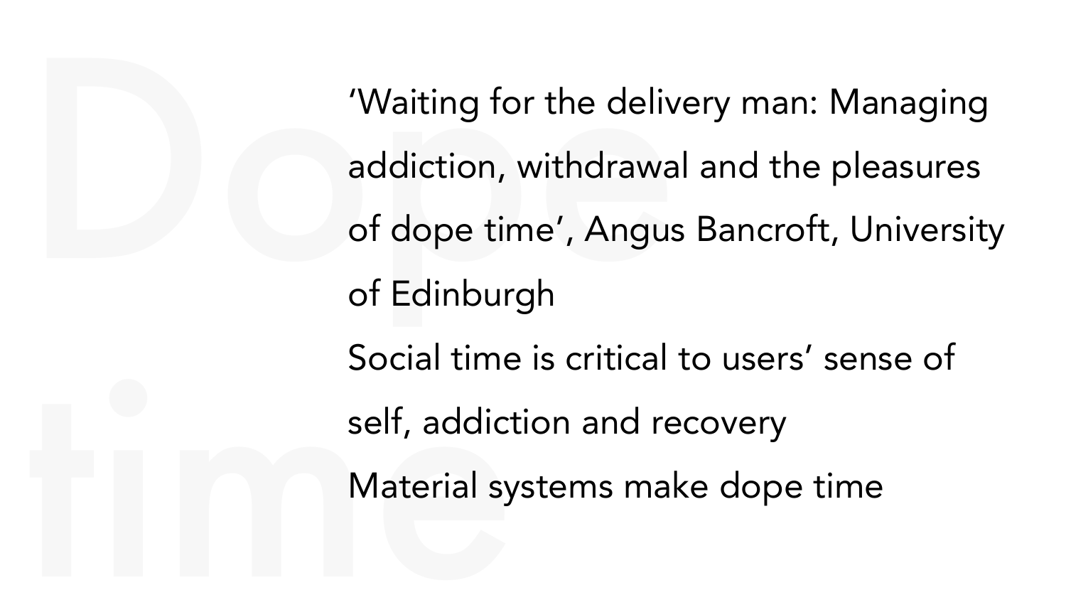# Dope time

'Waiting for the delivery man: Managing addiction, withdrawal and the pleasures of dope time', Angus Bancroft, University of Edinburgh

Social time is critical to users' sense of self, addiction and recovery

Material systems make dope time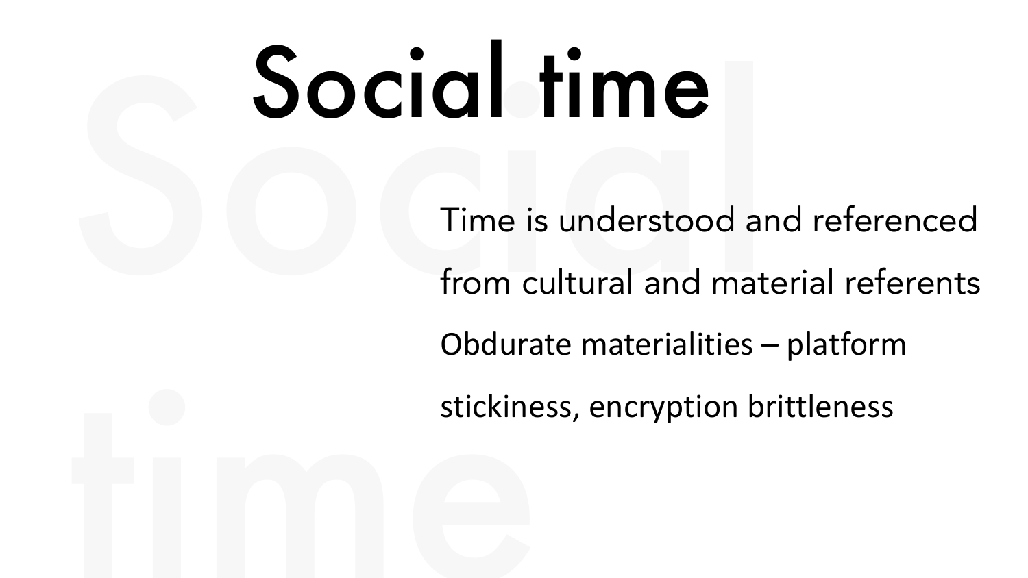# Social time

Time is understood and referenced from cultural and material referents

Obdurate materialities – platform stickiness, encryption brittleness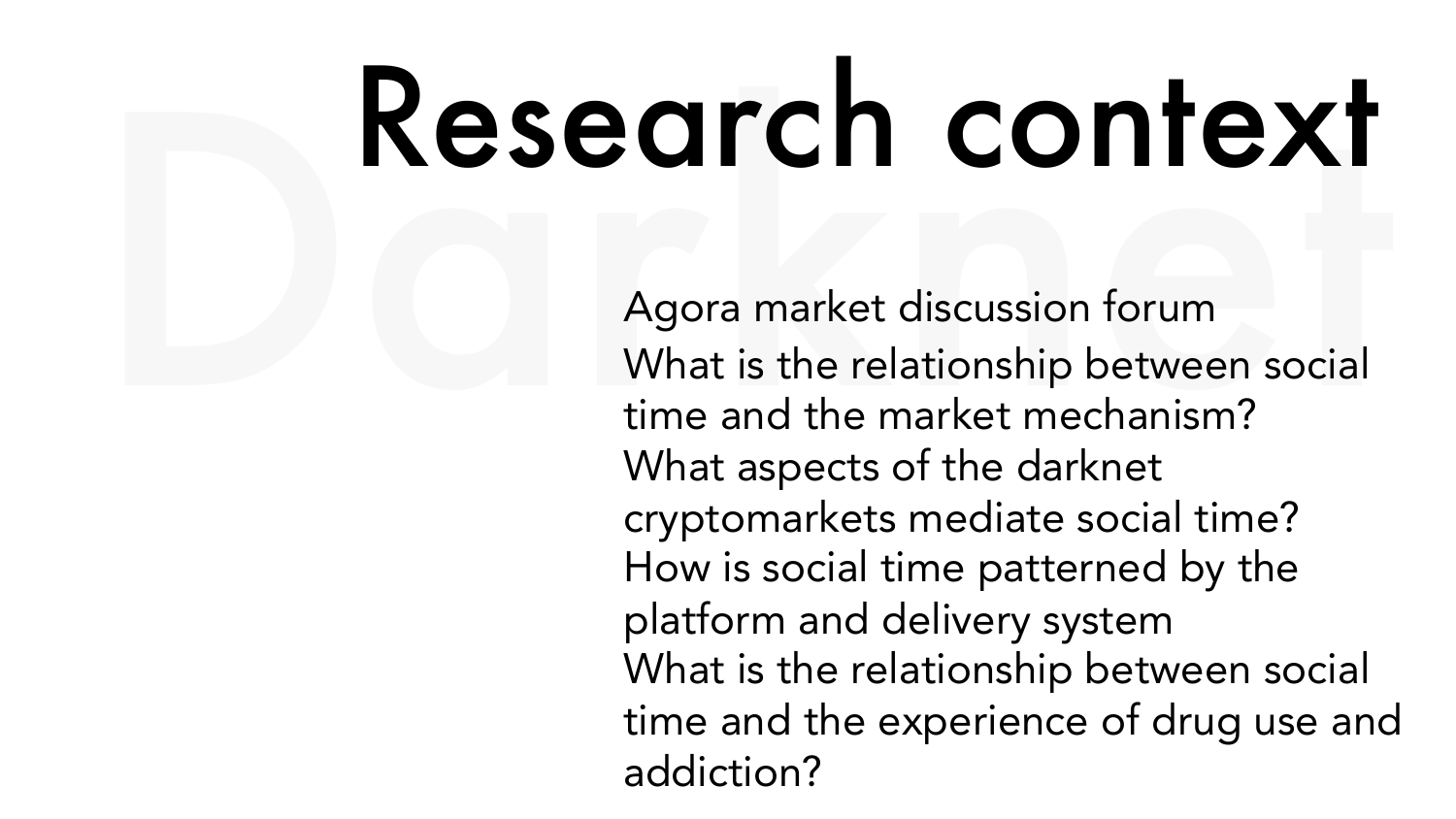# Research context

Darknet

Agora market discussion forum

What is the relationship between social time and the market mechanism?

What aspects of the darknet cryptomarkets mediate social time?

How is social time patterned by the platform and delivery system

What is the relationship between social time and the experience of drug use and addiction?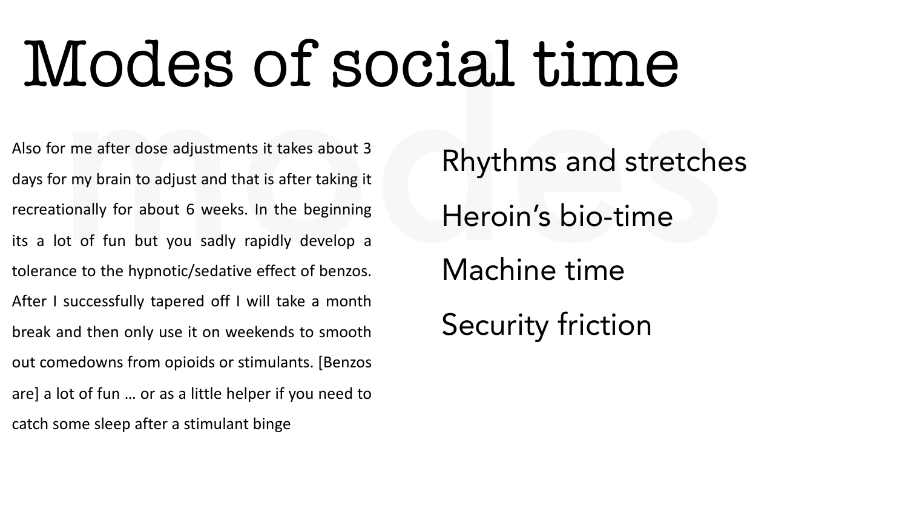# Modes of social time

Also for me after dose adjustments it takes about 3 days for my brain to adjust and that is after taking it recreationally for about 6 weeks. In the beginning its a lot of fun but you sadly rapidly develop a tolerance to the hypnotic/sedative effect of benzos. After I successfully tapered off I will take a month break and then only use it on weekends to smooth out comedowns from opioids or stimulants. [Benzos are] a lot of fun … or as a little helper if you need to catch some sleep after a stimulant binge

Rhythms and stretches

Heroin's bio-time

Machine time

Security friction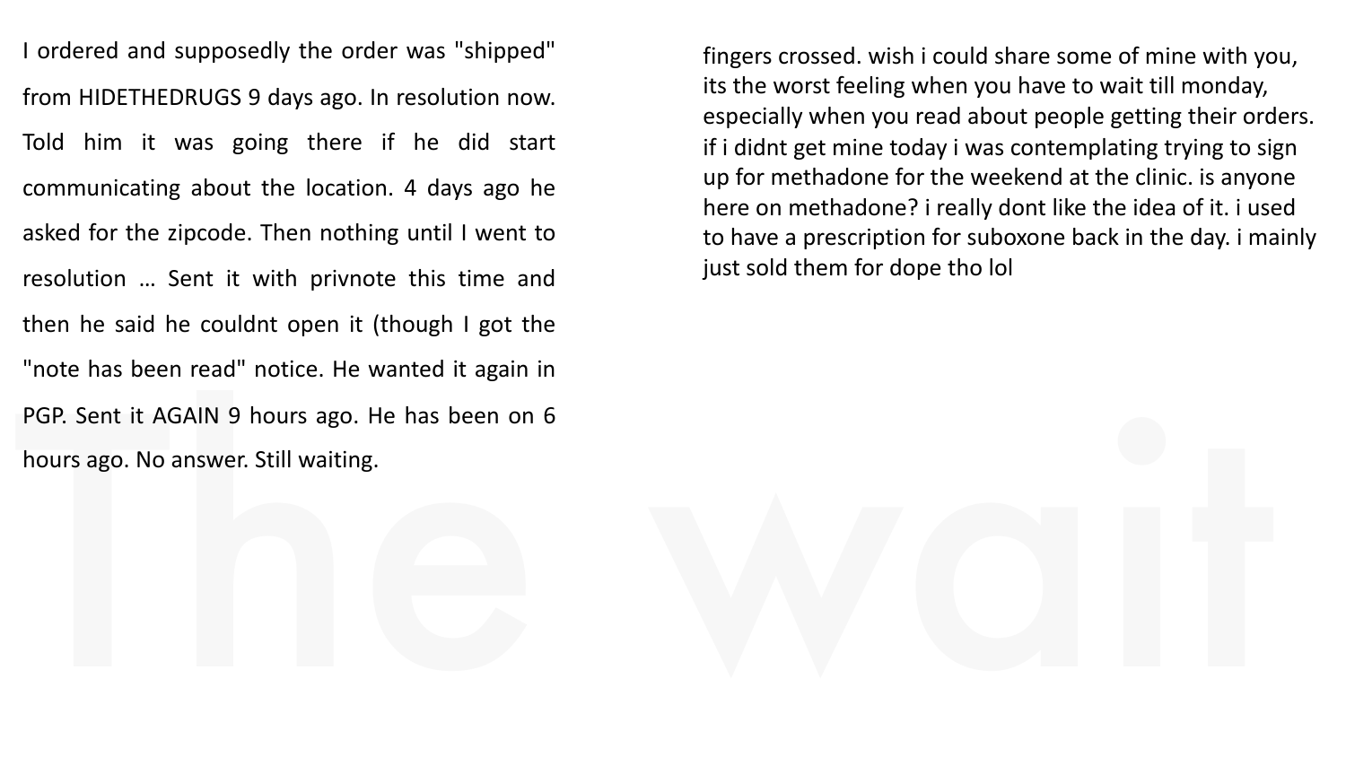# The wait

I ordered and supposedly the order was "shipped" from HIDETHEDRUGS 9 days ago. In resolution now. Told him it was going there if he did start communicating about the location. 4 days ago he asked for the zipcode. Then nothing until I went to resolution … Sent it with privnote this time and then he said he couldnt open it (though I got the "note has been read" notice. He wanted it again in PGP. Sent it AGAIN 9 hours ago. He has been on 6 hours ago. No answer. Still waiting.

fingers crossed. wish i could share some of mine with you, its the worst feeling when you have to wait till monday, especially when you read about people getting their orders. if i didnt get mine today i was contemplating trying to sign up for methadone for the weekend at the clinic. is anyone here on methadone? i really dont like the idea of it. i used to have a prescription for suboxone back in the day. i mainly just sold them for dope tho lol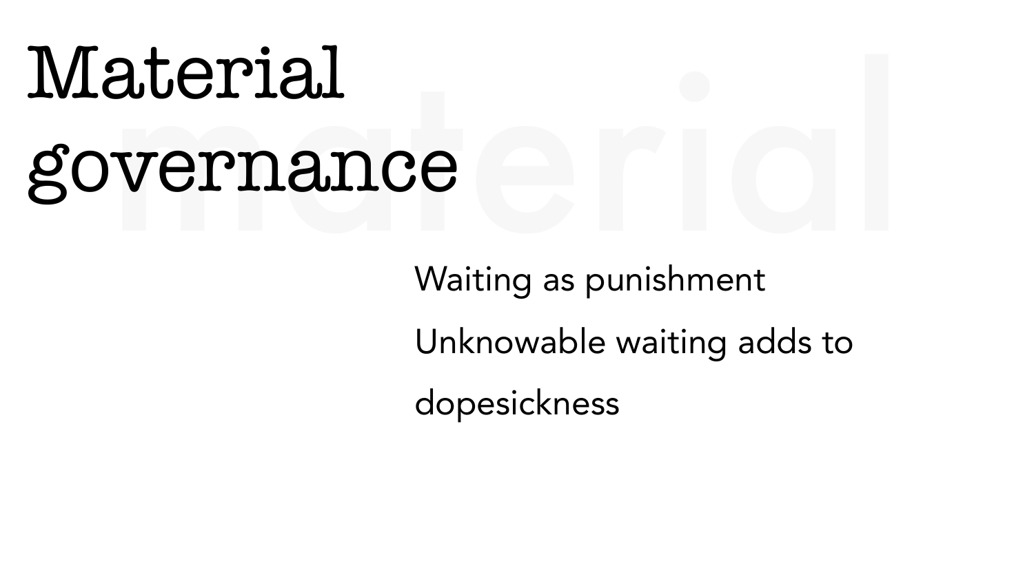# Material governance

- Waiting as punishment
- Unknowable waiting adds to dopesickness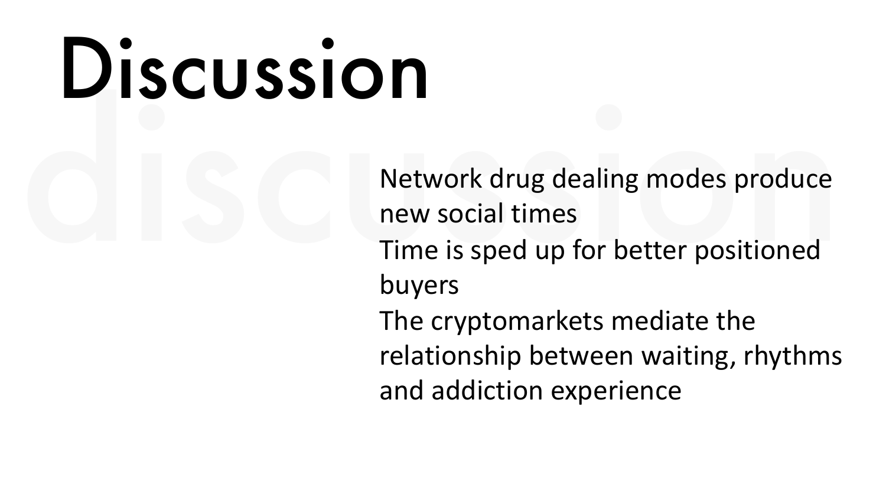# Discussion

Network drug dealing modes produce new social times

Time is sped up for better positioned buyers

The cryptomarkets mediate the relationship between waiting, rhythms and addiction experience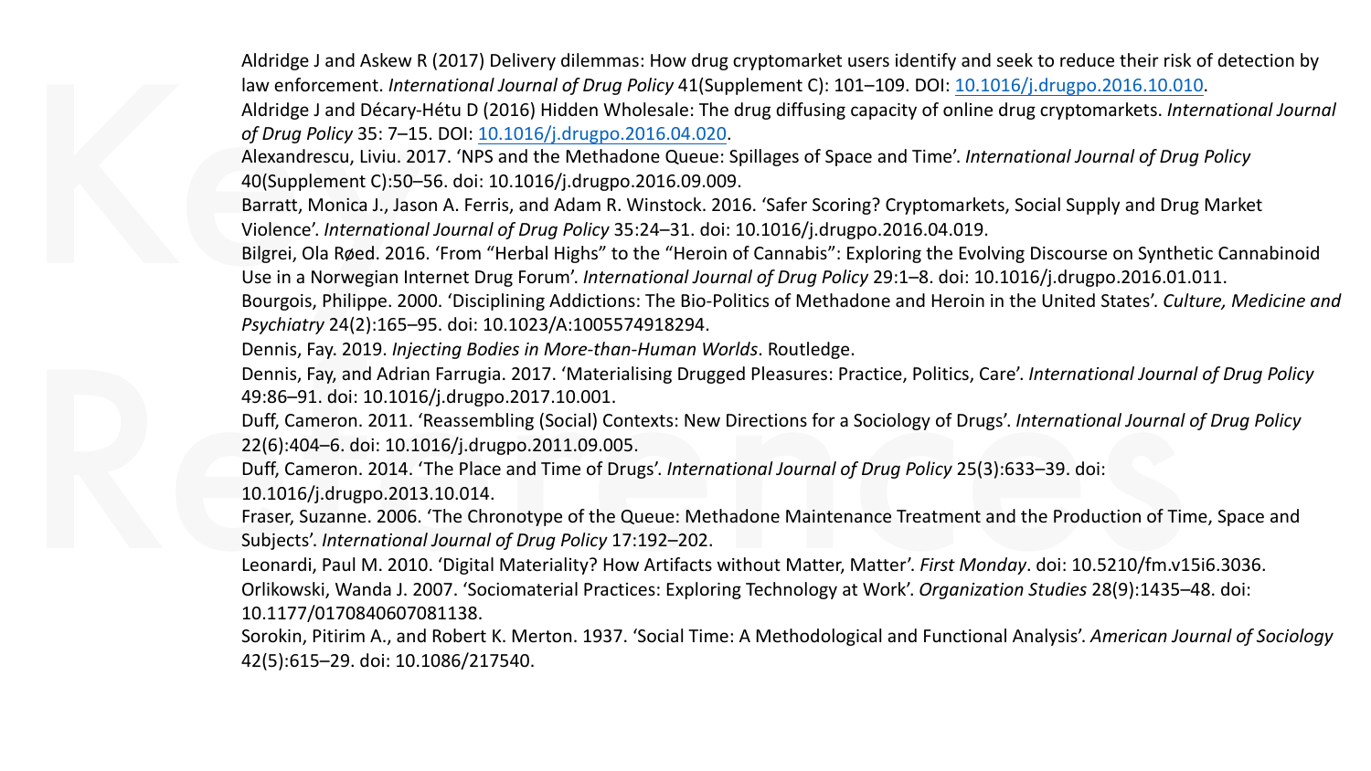Aldridge J and Askew R (2017) Delivery dilemmas: How drug cryptomarket users identify and seek to reduce their risk of detection by law enforcement. *International Journal of Drug Policy* 41(Supplement C): 101–109. DOI: [10.1016/j.drugpo.2016.10.010](https://doi.org/10.1016/j.drugpo.2016.10.010).

Aldridge J and Décary-Hétu D (2016) Hidden Wholesale: The drug diffusing capacity of online drug cryptomarkets. *International Journal of Drug Policy* 35: 7–15. DOI: [10.1016/j.drugpo.2016.04.020](https://doi.org/10.1016/j.drugpo.2016.04.020).

Alexandrescu, Liviu. 2017. 'NPS and the Methadone Queue: Spillages of Space and Time'. *International Journal of Drug Policy* 40(Supplement C):50–56. doi: 10.1016/j.drugpo.2016.09.009.

Barratt, Monica J., Jason A. Ferris, and Adam R. Winstock. 2016. 'Safer Scoring? Cryptomarkets, Social Supply and Drug Market Violence'. *International Journal of Drug Policy* 35:24–31. doi: 10.1016/j.drugpo.2016.04.019.

Bilgrei, Ola Røed. 2016. 'From "Herbal Highs" to the "Heroin of Cannabis": Exploring the Evolving Discourse on Synthetic Cannabinoid Use in a Norwegian Internet Drug Forum'. *International Journal of Drug Policy* 29:1–8. doi: 10.1016/j.drugpo.2016.01.011.

Bourgois, Philippe. 2000. 'Disciplining Addictions: The Bio-Politics of Methadone and Heroin in the United States'. *Culture, Medicine and Psychiatry* 24(2):165–95. doi: 10.1023/A:1005574918294.

Dennis, Fay. 2019. *Injecting Bodies in More-than-Human Worlds*. Routledge.

Dennis, Fay, and Adrian Farrugia. 2017. 'Materialising Drugged Pleasures: Practice, Politics, Care'. *International Journal of Drug Policy* 49:86–91. doi: 10.1016/j.drugpo.2017.10.001.

Duff, Cameron. 2011. 'Reassembling (Social) Contexts: New Directions for a Sociology of Drugs'. *International Journal of Drug Policy* 22(6):404–6. doi: 10.1016/j.drugpo.2011.09.005.

Duff, Cameron. 2014. 'The Place and Time of Drugs'. *International Journal of Drug Policy* 25(3):633–39. doi: 10.1016/j.drugpo.2013.10.014.

Fraser, Suzanne. 2006. 'The Chronotype of the Queue: Methadone Maintenance Treatment and the Production of Time, Space and Subjects'. *International Journal of Drug Policy* 17:192–202.

Leonardi, Paul M. 2010. 'Digital Materiality? How Artifacts without Matter, Matter'. *First Monday*. doi: 10.5210/fm.v15i6.3036.

Orlikowski, Wanda J. 2007. 'Sociomaterial Practices: Exploring Technology at Work'. *Organization Studies* 28(9):1435–48. doi: 10.1177/0170840607081138.

Sorokin, Pitirim A., and Robert K. Merton. 1937. 'Social Time: A Methodological and Functional Analysis'. *American Journal of Sociology* 42(5):615–29. doi: 10.1086/217540.